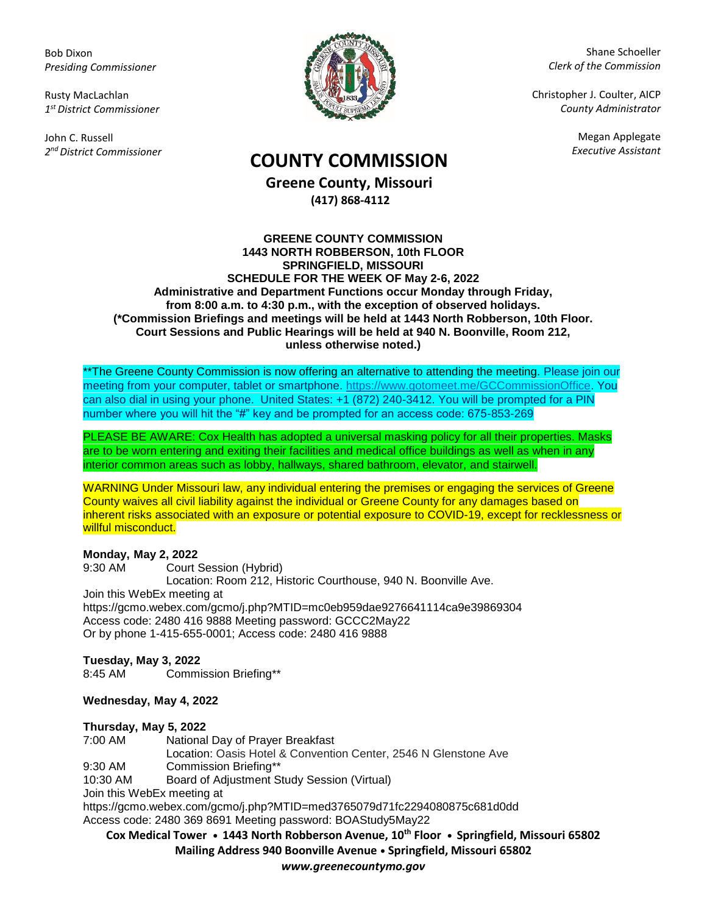Bob Dixon
*Presiding Commissioner*

Rusty MacLachlan
*1st District Commissioner*

John C. Russell
*2nd District Commissioner*

Shane Schoeller
*Clerk of the Commission*

Christopher J. Coulter, AICP
*County Administrator*

Megan Applegate
*Executive Assistant*

# COUNTY COMMISSION

**Greene County, Missouri**
**(417) 868-4112**

**GREENE COUNTY COMMISSION**
**1443 NORTH ROBBERSON, 10th FLOOR**
**SPRINGFIELD, MISSOURI**
**SCHEDULE FOR THE WEEK OF May 2-6, 2022**
**Administrative and Department Functions occur Monday through Friday, from 8:00 a.m. to 4:30 p.m., with the exception of observed holidays.**
**(*Commission Briefings and meetings will be held at 1443 North Robberson, 10th Floor. Court Sessions and Public Hearings will be held at 940 N. Boonville, Room 212, unless otherwise noted.)**

**The Greene County Commission is now offering an alternative to attending the meeting. Please join our meeting from your computer, tablet or smartphone. https://www.gotomeet.me/GCCommissionOffice. You can also dial in using your phone. United States: +1 (872) 240-3412. You will be prompted for a PIN number where you will hit the "#" key and be prompted for an access code: 675-853-269

PLEASE BE AWARE: Cox Health has adopted a universal masking policy for all their properties. Masks are to be worn entering and exiting their facilities and medical office buildings as well as when in any interior common areas such as lobby, hallways, shared bathroom, elevator, and stairwell.

WARNING Under Missouri law, any individual entering the premises or engaging the services of Greene County waives all civil liability against the individual or Greene County for any damages based on inherent risks associated with an exposure or potential exposure to COVID-19, except for recklessness or willful misconduct.

**Monday, May 2, 2022**

9:30 AM Court Session (Hybrid)
Location: Room 212, Historic Courthouse, 940 N. Boonville Ave.

Join this WebEx meeting at
https://gcmo.webex.com/gcmo/j.php?MTID=mc0eb959dae9276641114ca9e39869304
Access code: 2480 416 9888 Meeting password: GCCC2May22
Or by phone 1-415-655-0001; Access code: 2480 416 9888

**Tuesday, May 3, 2022**

8:45 AM Commission Briefing**

**Wednesday, May 4, 2022**

**Thursday, May 5, 2022**

7:00 AM National Day of Prayer Breakfast
Location: Oasis Hotel & Convention Center, 2546 N Glenstone Ave

9:30 AM Commission Briefing**

10:30 AM Board of Adjustment Study Session (Virtual)

Join this WebEx meeting at
https://gcmo.webex.com/gcmo/j.php?MTID=med3765079d71fc2294080875c681d0dd
Access code: 2480 369 8691 Meeting password: BOAStudy5May22

**Cox Medical Tower • 1443 North Robberson Avenue, 10th Floor • Springfield, Missouri 65802**
**Mailing Address 940 Boonville Avenue • Springfield, Missouri 65802**
***www.greenecountymo.gov***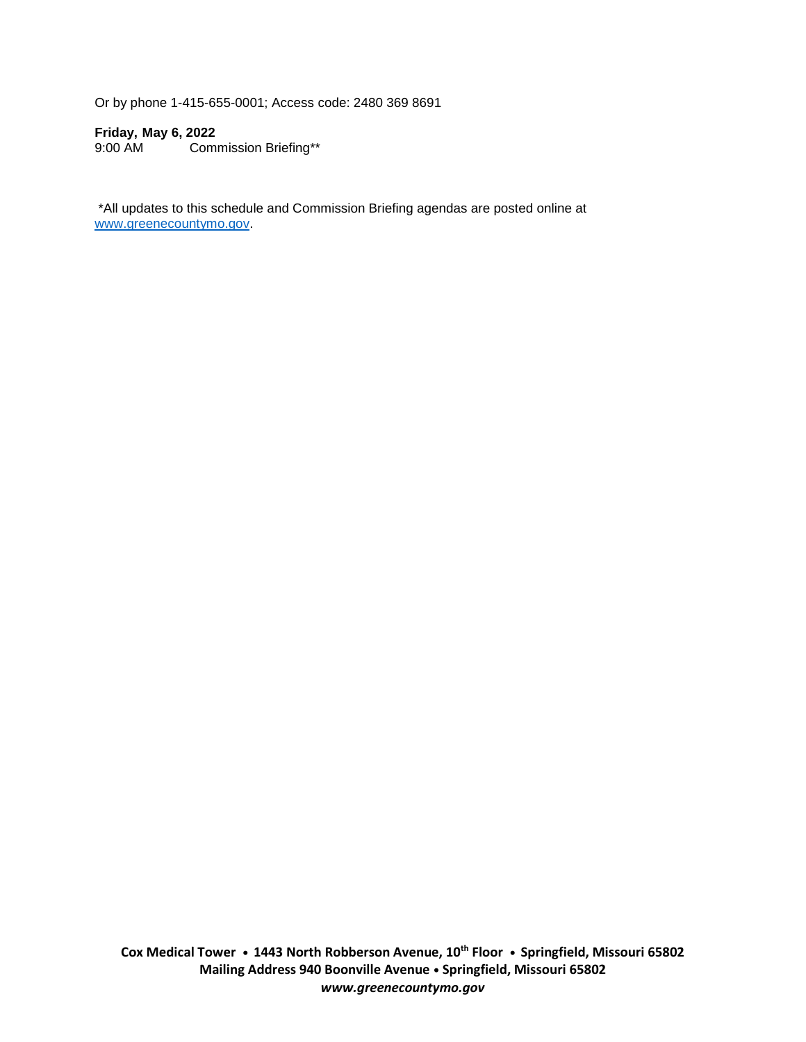Or by phone 1-415-655-0001; Access code: 2480 369 8691

**Friday, May 6, 2022**
9:00 AM Commission Briefing**

*All updates to this schedule and Commission Briefing agendas are posted online at [www.greenecountymo.gov](http://www.greenecountymo.gov).

**Cox Medical Tower • 1443 North Robberson Avenue, 10th Floor • Springfield, Missouri 65802**
**Mailing Address 940 Boonville Avenue • Springfield, Missouri 65802**
***www.greenecountymo.gov***